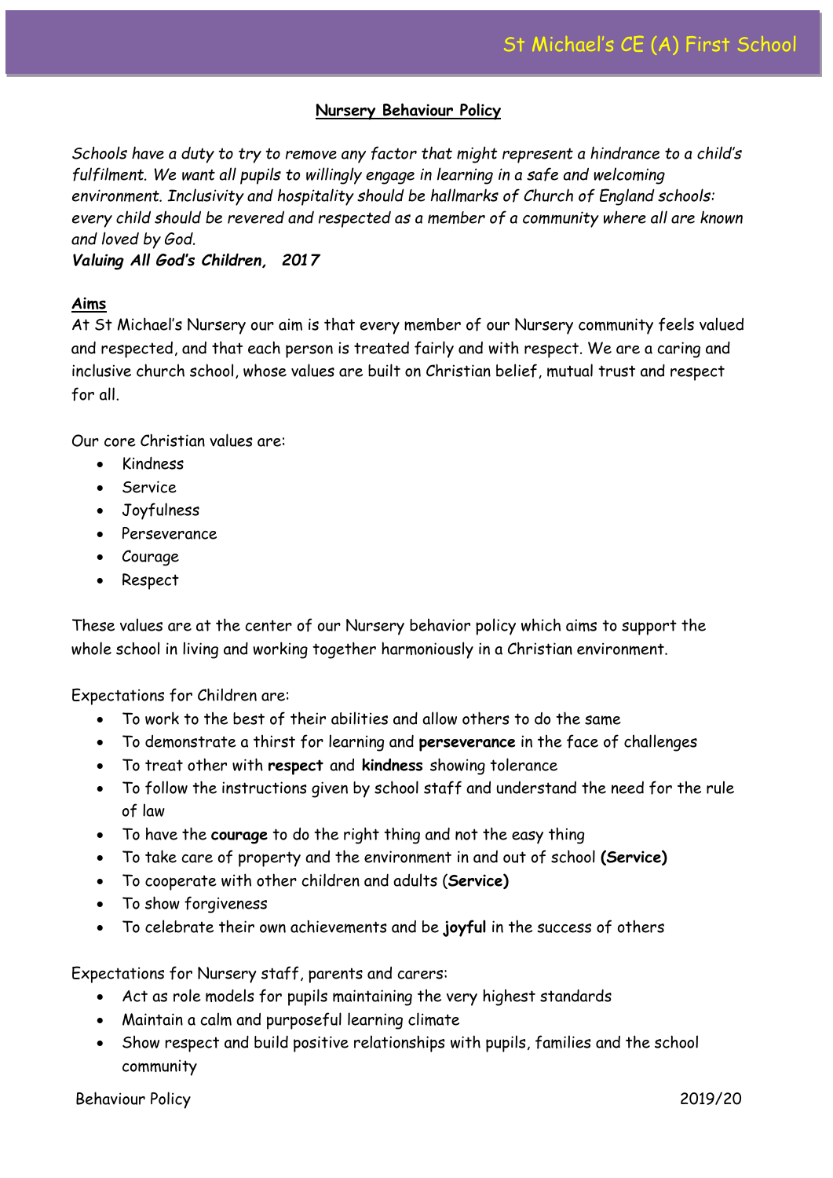# Nursery Behaviour Policy

*Schools have a duty to try to remove any factor that might represent a hindrance to a child's fulfilment. We want all pupils to willingly engage in learning in a safe and welcoming environment. Inclusivity and hospitality should be hallmarks of Church of England schools: every child should be revered and respected as a member of a community where all are known and loved by God.*

***Valuing All God's Children, 2017***

## Aims

At St Michael's Nursery our aim is that every member of our Nursery community feels valued and respected, and that each person is treated fairly and with respect. We are a caring and inclusive church school, whose values are built on Christian belief, mutual trust and respect for all.

Our core Christian values are:

- Kindness
- Service
- Joyfulness
- Perseverance
- Courage
- Respect

These values are at the center of our Nursery behavior policy which aims to support the whole school in living and working together harmoniously in a Christian environment.

Expectations for Children are:

- To work to the best of their abilities and allow others to do the same
- To demonstrate a thirst for learning and **perseverance** in the face of challenges
- To treat other with **respect** and **kindness** showing tolerance
- To follow the instructions given by school staff and understand the need for the rule of law
- To have the **courage** to do the right thing and not the easy thing
- To take care of property and the environment in and out of school **(Service)**
- To cooperate with other children and adults (**Service)**
- To show forgiveness
- To celebrate their own achievements and be **joyful** in the success of others

Expectations for Nursery staff, parents and carers:

- Act as role models for pupils maintaining the very highest standards
- Maintain a calm and purposeful learning climate
- Show respect and build positive relationships with pupils, families and the school community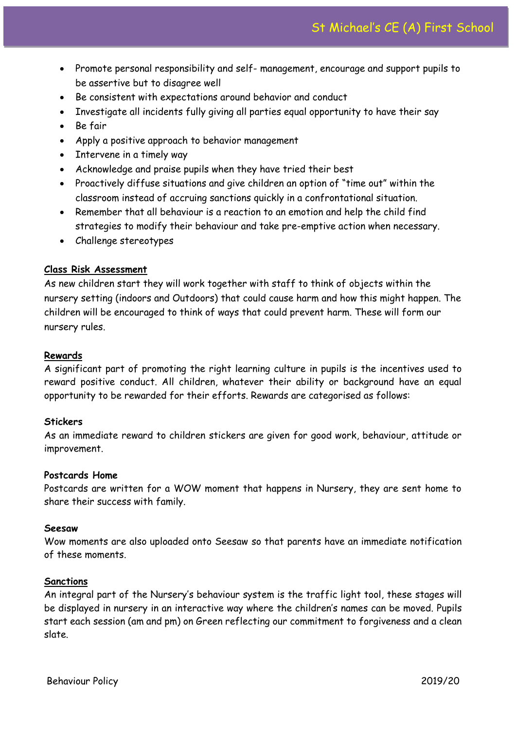- Promote personal responsibility and self- management, encourage and support pupils to be assertive but to disagree well
- Be consistent with expectations around behavior and conduct
- Investigate all incidents fully giving all parties equal opportunity to have their say
- Be fair
- Apply a positive approach to behavior management
- Intervene in a timely way
- Acknowledge and praise pupils when they have tried their best
- Proactively diffuse situations and give children an option of "time out" within the classroom instead of accruing sanctions quickly in a confrontational situation.
- Remember that all behaviour is a reaction to an emotion and help the child find strategies to modify their behaviour and take pre-emptive action when necessary.
- Challenge stereotypes

**Class Risk Assessment**

As new children start they will work together with staff to think of objects within the nursery setting (indoors and Outdoors) that could cause harm and how this might happen. The children will be encouraged to think of ways that could prevent harm. These will form our nursery rules.

**Rewards**

A significant part of promoting the right learning culture in pupils is the incentives used to reward positive conduct. All children, whatever their ability or background have an equal opportunity to be rewarded for their efforts. Rewards are categorised as follows:

**Stickers**

As an immediate reward to children stickers are given for good work, behaviour, attitude or improvement.

**Postcards Home**

Postcards are written for a WOW moment that happens in Nursery, they are sent home to share their success with family.

**Seesaw**

Wow moments are also uploaded onto Seesaw so that parents have an immediate notification of these moments.

**Sanctions**

An integral part of the Nursery's behaviour system is the traffic light tool, these stages will be displayed in nursery in an interactive way where the children's names can be moved. Pupils start each session (am and pm) on Green reflecting our commitment to forgiveness and a clean slate.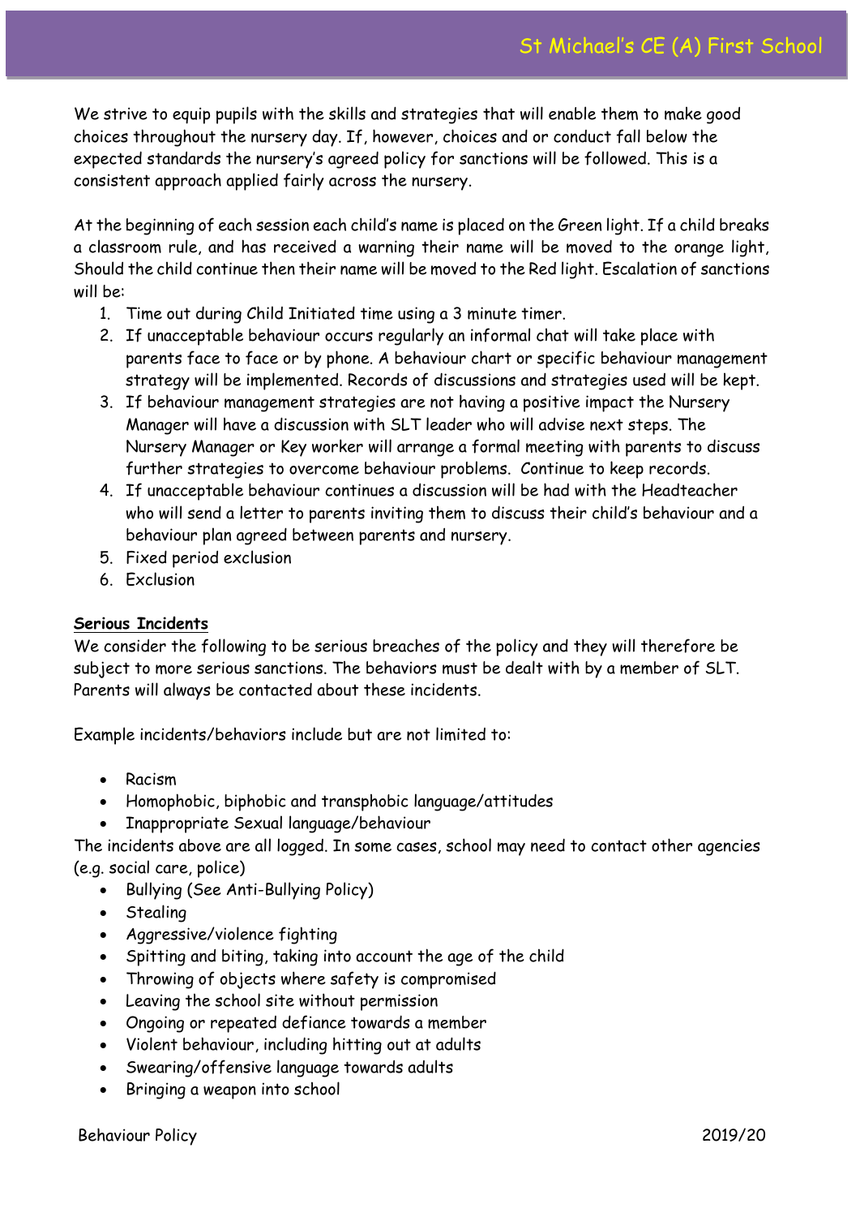We strive to equip pupils with the skills and strategies that will enable them to make good choices throughout the nursery day. If, however, choices and or conduct fall below the expected standards the nursery's agreed policy for sanctions will be followed. This is a consistent approach applied fairly across the nursery.

At the beginning of each session each child's name is placed on the Green light. If a child breaks a classroom rule, and has received a warning their name will be moved to the orange light, Should the child continue then their name will be moved to the Red light. Escalation of sanctions will be:

1. Time out during Child Initiated time using a 3 minute timer.
2. If unacceptable behaviour occurs regularly an informal chat will take place with parents face to face or by phone. A behaviour chart or specific behaviour management strategy will be implemented. Records of discussions and strategies used will be kept.
3. If behaviour management strategies are not having a positive impact the Nursery Manager will have a discussion with SLT leader who will advise next steps. The Nursery Manager or Key worker will arrange a formal meeting with parents to discuss further strategies to overcome behaviour problems. Continue to keep records.
4. If unacceptable behaviour continues a discussion will be had with the Headteacher who will send a letter to parents inviting them to discuss their child's behaviour and a behaviour plan agreed between parents and nursery.
5. Fixed period exclusion
6. Exclusion

**Serious Incidents**

We consider the following to be serious breaches of the policy and they will therefore be subject to more serious sanctions. The behaviors must be dealt with by a member of SLT. Parents will always be contacted about these incidents.

Example incidents/behaviors include but are not limited to:

- Racism
- Homophobic, biphobic and transphobic language/attitudes
- Inappropriate Sexual language/behaviour

The incidents above are all logged. In some cases, school may need to contact other agencies (e.g. social care, police)

- Bullying (See Anti-Bullying Policy)
- Stealing
- Aggressive/violence fighting
- Spitting and biting, taking into account the age of the child
- Throwing of objects where safety is compromised
- Leaving the school site without permission
- Ongoing or repeated defiance towards a member
- Violent behaviour, including hitting out at adults
- Swearing/offensive language towards adults
- Bringing a weapon into school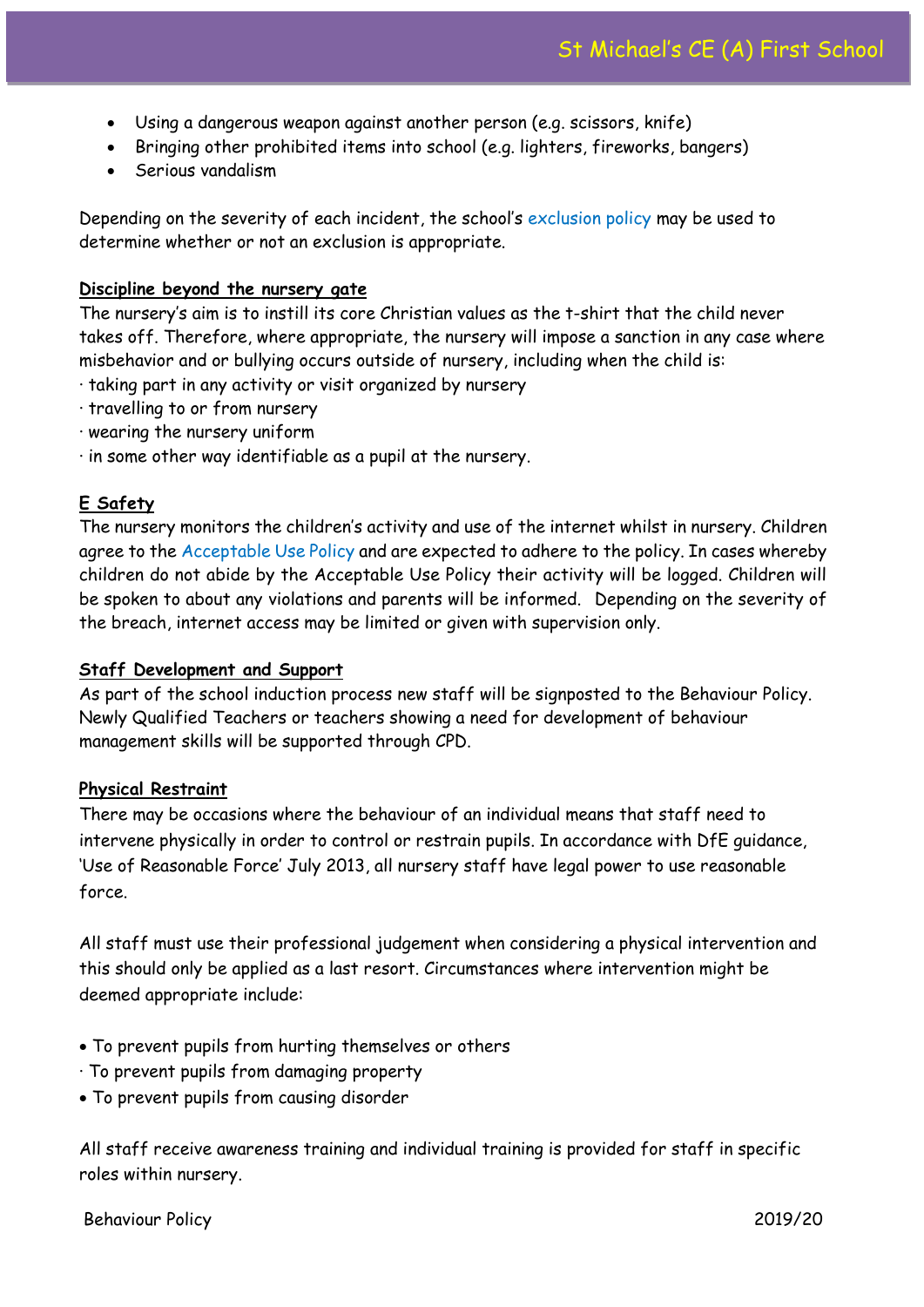- Using a dangerous weapon against another person (e.g. scissors, knife)
- Bringing other prohibited items into school (e.g. lighters, fireworks, bangers)
- Serious vandalism

Depending on the severity of each incident, the school's exclusion policy may be used to determine whether or not an exclusion is appropriate.

**Discipline beyond the nursery gate**

The nursery's aim is to instill its core Christian values as the t-shirt that the child never takes off. Therefore, where appropriate, the nursery will impose a sanction in any case where misbehavior and or bullying occurs outside of nursery, including when the child is:

· taking part in any activity or visit organized by nursery
· travelling to or from nursery
· wearing the nursery uniform
· in some other way identifiable as a pupil at the nursery.

**E Safety**

The nursery monitors the children's activity and use of the internet whilst in nursery. Children agree to the Acceptable Use Policy and are expected to adhere to the policy. In cases whereby children do not abide by the Acceptable Use Policy their activity will be logged. Children will be spoken to about any violations and parents will be informed. Depending on the severity of the breach, internet access may be limited or given with supervision only.

**Staff Development and Support**

As part of the school induction process new staff will be signposted to the Behaviour Policy. Newly Qualified Teachers or teachers showing a need for development of behaviour management skills will be supported through CPD.

**Physical Restraint**

There may be occasions where the behaviour of an individual means that staff need to intervene physically in order to control or restrain pupils. In accordance with DfE guidance, 'Use of Reasonable Force' July 2013, all nursery staff have legal power to use reasonable force.

All staff must use their professional judgement when considering a physical intervention and this should only be applied as a last resort. Circumstances where intervention might be deemed appropriate include:

- To prevent pupils from hurting themselves or others
- To prevent pupils from damaging property
- To prevent pupils from causing disorder

All staff receive awareness training and individual training is provided for staff in specific roles within nursery.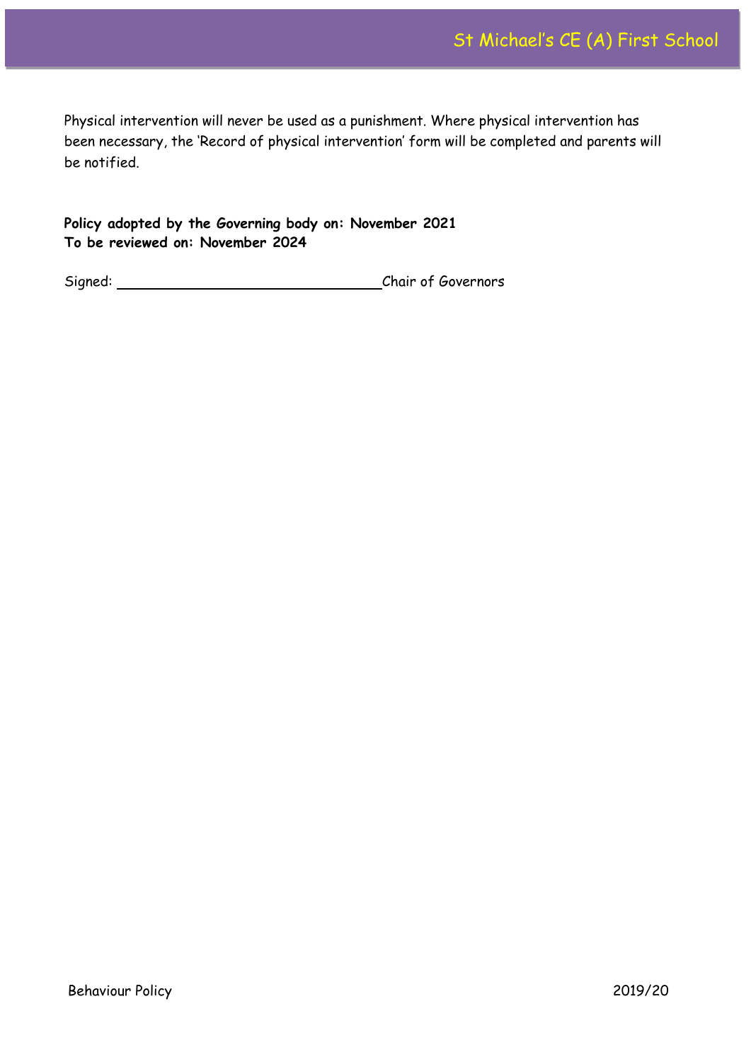Physical intervention will never be used as a punishment. Where physical intervention has been necessary, the 'Record of physical intervention' form will be completed and parents will be notified.

**Policy adopted by the Governing body on: November 2021**
**To be reviewed on: November 2024**

Signed: ______________________________ Chair of Governors